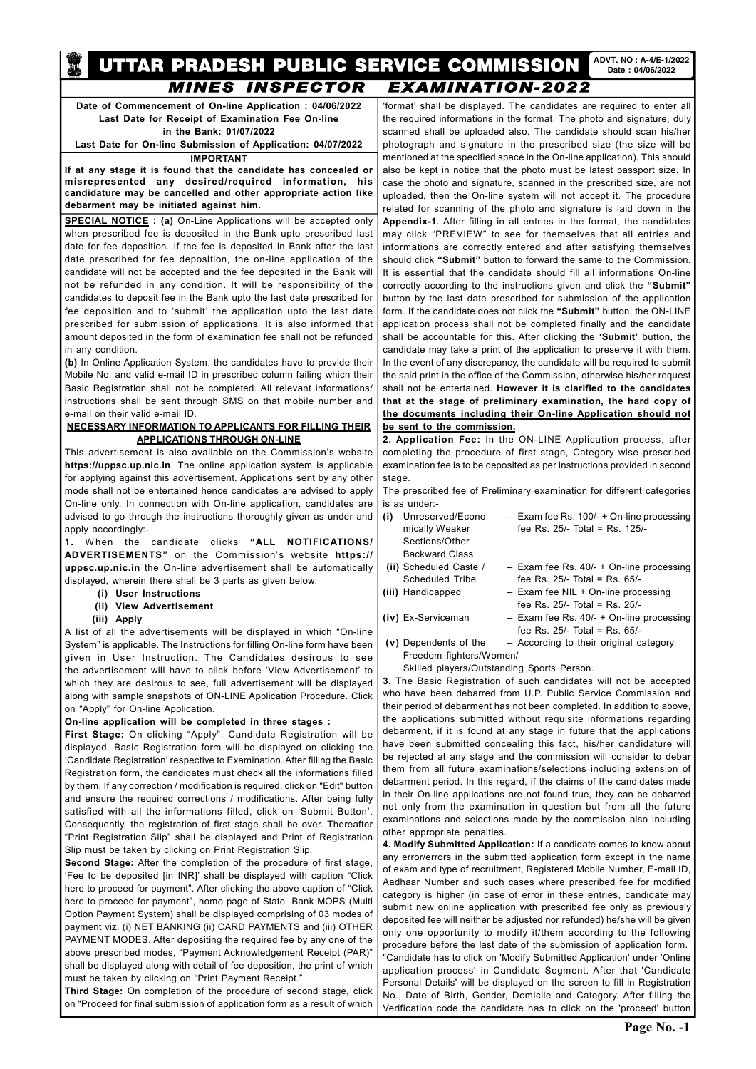# UTTAR PRADESH PUBLIC SERVICE COMMISSION

ADVT. NO : A-4/E-1/2022
Date : 04/06/2022

## MINES INSPECTOR EXAMINATION-2022

**Date of Commencement of On-line Application : 04/06/2022**
**Last Date for Receipt of Examination Fee On-line in the Bank: 01/07/2022**
**Last Date for On-line Submission of Application: 04/07/2022**

**IMPORTANT**

**If at any stage it is found that the candidate has concealed or misrepresented any desired/required information, his candidature may be cancelled and other appropriate action like debarment may be initiated against him.**

**SPECIAL NOTICE : (a)** On-Line Applications will be accepted only when prescribed fee is deposited in the Bank upto prescribed last date for fee deposition. If the fee is deposited in Bank after the last date prescribed for fee deposition, the on-line application of the candidate will not be accepted and the fee deposited in the Bank will not be refunded in any condition. It will be responsibility of the candidates to deposit fee in the Bank upto the last date prescribed for fee deposition and to 'submit' the application upto the last date prescribed for submission of applications. It is also informed that amount deposited in the form of examination fee shall not be refunded in any condition.

**(b)** In Online Application System, the candidates have to provide their Mobile No. and valid e-mail ID in prescribed column failing which their Basic Registration shall not be completed. All relevant informations/ instructions shall be sent through SMS on that mobile number and e-mail on their valid e-mail ID.

### NECESSARY INFORMATION TO APPLICANTS FOR FILLING THEIR APPLICATIONS THROUGH ON-LINE

This advertisement is also available on the Commission's website **https://uppsc.up.nic.in**. The online application system is applicable for applying against this advertisement. Applications sent by any other mode shall not be entertained hence candidates are advised to apply On-line only. In connection with On-line application, candidates are advised to go through the instructions thoroughly given as under and apply accordingly:-

**1.** When the candidate clicks **"ALL NOTIFICATIONS/ ADVERTISEMENTS"** on the Commission's website **https:// uppsc.up.nic.in** the On-line advertisement shall be automatically displayed, wherein there shall be 3 parts as given below:

**(i) User Instructions**
**(ii) View Advertisement**
**(iii) Apply**

A list of all the advertisements will be displayed in which "On-line System" is applicable. The Instructions for filling On-line form have been given in User Instruction. The Candidates desirous to see the advertisement will have to click before 'View Advertisement' to which they are desirous to see, full advertisement will be displayed along with sample snapshots of ON-LINE Application Procedure. Click on "Apply" for On-line Application.

**On-line application will be completed in three stages :**

**First Stage:** On clicking "Apply", Candidate Registration will be displayed. Basic Registration form will be displayed on clicking the 'Candidate Registration' respective to Examination. After filling the Basic Registration form, the candidates must check all the informations filled by them. If any correction / modification is required, click on "Edit" button and ensure the required corrections / modifications. After being fully satisfied with all the informations filled, click on 'Submit Button'. Consequently, the registration of first stage shall be over. Thereafter "Print Registration Slip" shall be displayed and Print of Registration Slip must be taken by clicking on Print Registration Slip.

**Second Stage:** After the completion of the procedure of first stage, 'Fee to be deposited [in INR]' shall be displayed with caption "Click here to proceed for payment". After clicking the above caption of "Click here to proceed for payment", home page of State Bank MOPS (Multi Option Payment System) shall be displayed comprising of 03 modes of payment viz. (i) NET BANKING (ii) CARD PAYMENTS and (iii) OTHER PAYMENT MODES. After depositing the required fee by any one of the above prescribed modes, "Payment Acknowledgement Receipt (PAR)" shall be displayed along with detail of fee deposition, the print of which must be taken by clicking on "Print Payment Receipt."

**Third Stage:** On completion of the procedure of second stage, click on "Proceed for final submission of application form as a result of which 'format' shall be displayed. The candidates are required to enter all the required informations in the format. The photo and signature, duly scanned shall be uploaded also. The candidate should scan his/her photograph and signature in the prescribed size (the size will be mentioned at the specified space in the On-line application). This should also be kept in notice that the photo must be latest passport size. In case the photo and signature, scanned in the prescribed size, are not uploaded, then the On-line system will not accept it. The procedure related for scanning of the photo and signature is laid down in the **Appendix-1**. After filling in all entries in the format, the candidates may click "PREVIEW" to see for themselves that all entries and informations are correctly entered and after satisfying themselves should click **"Submit"** button to forward the same to the Commission. It is essential that the candidate should fill all informations On-line correctly according to the instructions given and click the **"Submit"** button by the last date prescribed for submission of the application form. If the candidate does not click the **"Submit"** button, the ON-LINE application process shall not be completed finally and the candidate shall be accountable for this. After clicking the **'Submit'** button, the candidate may take a print of the application to preserve it with them. In the event of any discrepancy, the candidate will be required to submit the said print in the office of the Commission, otherwise his/her request shall not be entertained. **However it is clarified to the candidates that at the stage of preliminary examination, the hard copy of the documents including their On-line Application should not be sent to the commission.**

**2. Application Fee:** In the ON-LINE Application process, after completing the procedure of first stage, Category wise prescribed examination fee is to be deposited as per instructions provided in second stage.

The prescribed fee of Preliminary examination for different categories is as under:-

| | Category | Fee |
|---|---|---|
| (i) | Unreserved/Economically Weaker Sections/Other Backward Class | – Exam fee Rs. 100/- + On-line processing fee Rs. 25/- Total = Rs. 125/- |
| (ii) | Scheduled Caste / Scheduled Tribe | – Exam fee Rs. 40/- + On-line processing fee Rs. 25/- Total = Rs. 65/- |
| (iii) | Handicapped | – Exam fee NIL + On-line processing fee Rs. 25/- Total = Rs. 25/- |
| (iv) | Ex-Serviceman | – Exam fee Rs. 40/- + On-line processing fee Rs. 25/- Total = Rs. 65/- |
| (v) | Dependents of the Freedom fighters/Women/ Skilled players/Outstanding Sports Person. | – According to their original category |

**3.** The Basic Registration of such candidates will not be accepted who have been debarred from U.P. Public Service Commission and their period of debarment has not been completed. In addition to above, the applications submitted without requisite informations regarding debarment, if it is found at any stage in future that the applications have been submitted concealing this fact, his/her candidature will be rejected at any stage and the commission will consider to debar them from all future examinations/selections including extension of debarment period. In this regard, if the claims of the candidates made in their On-line applications are not found true, they can be debarred not only from the examination in question but from all the future examinations and selections made by the commission also including other appropriate penalties.

**4. Modify Submitted Application:** If a candidate comes to know about any error/errors in the submitted application form except in the name of exam and type of recruitment, Registered Mobile Number, E-mail ID, Aadhaar Number and such cases where prescribed fee for modified category is higher (in case of error in these entries, candidate may submit new online application with prescribed fee only as previously deposited fee will neither be adjusted nor refunded) he/she will be given only one opportunity to modify it/them according to the following procedure before the last date of the submission of application form. "Candidate has to click on 'Modify Submitted Application' under 'Online application process' in Candidate Segment. After that 'Candidate Personal Details' will be displayed on the screen to fill in Registration No., Date of Birth, Gender, Domicile and Category. After filling the Verification code the candidate has to click on the 'proceed' button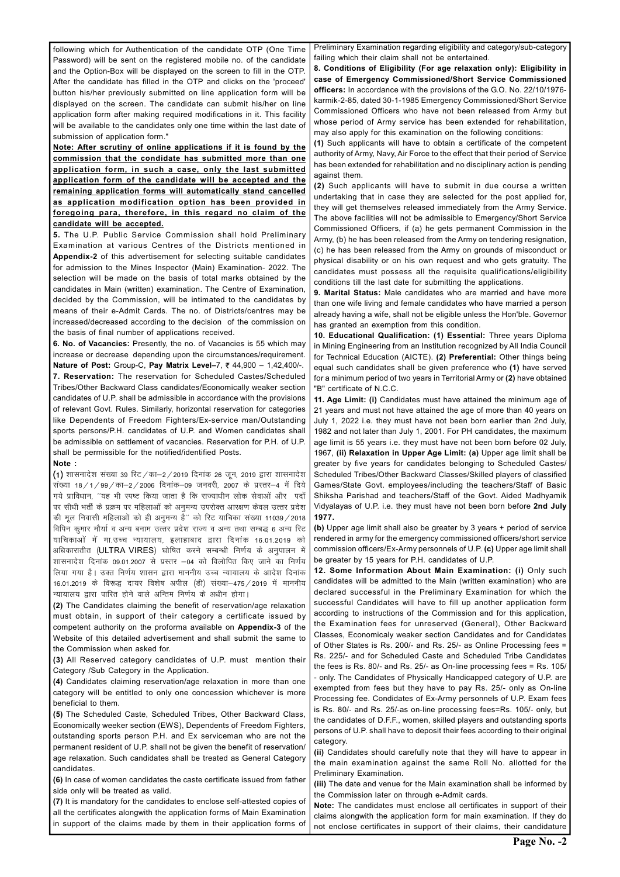following which for Authentication of the candidate OTP (One Time Password) will be sent on the registered mobile no. of the candidate and the Option-Box will be displayed on the screen to fill in the OTP. After the candidate has filled in the OTP and clicks on the 'proceed' button his/her previously submitted on line application form will be displayed on the screen. The candidate can submit his/her on line application form after making required modifications in it. This facility will be available to the candidates only one time within the last date of submission of application form."

**Note: After scrutiny of online applications if it is found by the commission that the condidate has submitted more than one application form, in such a case, only the last submitted application form of the candidate will be accepted and the remaining application forms will automatically stand cancelled as application modification option has been provided in foregoing para, therefore, in this regard no claim of the candidate will be accepted.**

**5.** The U.P. Public Service Commission shall hold Preliminary Examination at various Centres of the Districts mentioned in **Appendix-2** of this advertisement for selecting suitable candidates for admission to the Mines Inspector (Main) Examination- 2022. The selection will be made on the basis of total marks obtained by the candidates in Main (written) examination. The Centre of Examination, decided by the Commission, will be intimated to the candidates by means of their e-Admit Cards. The no. of Districts/centres may be increased/decreased according to the decision of the commission on the basis of final number of applications received.

**6. No. of Vacancies:** Presently, the no. of Vacancies is 55 which may increase or decrease depending upon the circumstances/requirement. **Nature of Post:** Group-C, **Pay Matrix Level–**7, ₹ 44,900 – 1,42,400/-.

**7. Reservation:** The reservation for Scheduled Castes/Scheduled Tribes/Other Backward Class candidates/Economically weaker section candidates of U.P. shall be admissible in accordance with the provisions of relevant Govt. Rules. Similarly, horizontal reservation for categories like Dependents of Freedom Fighters/Ex-service man/Outstanding sports persons/P.H. candidates of U.P. and Women candidates shall be admissible on settlement of vacancies. Reservation for P.H. of U.P. shall be permissible for the notified/identified Posts.

**Note :**

**(1)** शासनादेश संख्या 39 रिट/का–2/2019 दिनांक 26 जून, 2019 द्वारा शासनादेश संख्या 18/1/99/का–2/2006 दिनांक–09 जनवरी, 2007 के प्रस्तर–4 में दिये गये प्राविधान, ''यह भी स्पष्ट किया जाता है कि राज्याधीन लोक सेवाओं और पदों पर सीधी भर्ती के प्रक्रम पर महिलाओं को अनुमन्य उपरोक्त आरक्षण केवल उत्तर प्रदेश की मूल निवासी महिलाओं को ही अनुमन्य है'' को रिट याचिका संख्या 11039/2018 विपिन कुमार मौर्या व अन्य बनाम उत्तर प्रदेश राज्य व अन्य तथा सम्बद्ध 6 अन्य रिट याचिकाओं में मा.उच्च न्यायालय, इलाहाबाद द्वारा दिनांक 16.01.2019 को अधिकारातीत (ULTRA VIRES) घोषित करने सम्बन्धी निर्णय के अनुपालन में शासनादेश दिनांक 09.01.2007 से प्रस्तर –04 को विलोपित किए जाने का निर्णय लिया गया है। उक्त निर्णय शासन द्वारा माननीय उच्च न्यायालय के आदेश दिनांक 16.01.2019 के विरूद्ध दायर विशेष अपील (डी) संख्या–475/2019 में माननीय न्यायालय द्वारा पारित होने वाले अन्तिम निर्णय के अधीन होगा।

**(2)** The Candidates claiming the benefit of reservation/age relaxation must obtain, in support of their category a certificate issued by competent authority on the proforma available on **Appendix-3** of the Website of this detailed advertisement and shall submit the same to the Commission when asked for.

**(3)** All Reserved category candidates of U.P. must mention their Category /Sub Category in the Application.

**(4)** Candidates claiming reservation/age relaxation in more than one category will be entitled to only one concession whichever is more beneficial to them.

**(5)** The Scheduled Caste, Scheduled Tribes, Other Backward Class, Economically weeker section (EWS), Dependents of Freedom Fighters, outstanding sports person P.H. and Ex serviceman who are not the permanent resident of U.P. shall not be given the benefit of reservation/ age relaxation. Such candidates shall be treated as General Category candidates.

**(6)** In case of women candidates the caste certificate issued from father side only will be treated as valid.

**(7)** It is mandatory for the candidates to enclose self-attested copies of all the certificates alongwith the application forms of Main Examination in support of the claims made by them in their application forms of Preliminary Examination regarding eligibility and category/sub-category failing which their claim shall not be entertained.

**8. Conditions of Eligibility (For age relaxation only): Eligibility in case of Emergency Commissioned/Short Service Commissioned officers:** In accordance with the provisions of the G.O. No. 22/10/1976-karmik-2-85, dated 30-1-1985 Emergency Commissioned/Short Service Commissioned Officers who have not been released from Army but whose period of Army service has been extended for rehabilitation, may also apply for this examination on the following conditions:

**(1)** Such applicants will have to obtain a certificate of the competent authority of Army, Navy, Air Force to the effect that their period of Service has been extended for rehabilitation and no disciplinary action is pending against them.

**(2)** Such applicants will have to submit in due course a written undertaking that in case they are selected for the post applied for, they will get themselves released immediately from the Army Service. The above facilities will not be admissible to Emergency/Short Service Commissioned Officers, if (a) he gets permanent Commission in the Army, (b) he has been released from the Army on tendering resignation, (c) he has been released from the Army on grounds of misconduct or physical disability or on his own request and who gets gratuity. The candidates must possess all the requisite qualifications/eligibility conditions till the last date for submitting the applications.

**9. Marital Status:** Male candidates who are married and have more than one wife living and female candidates who have married a person already having a wife, shall not be eligible unless the Hon'ble. Governor has granted an exemption from this condition.

**10. Educational Qualification: (1) Essential:** Three years Diploma in Mining Engineering from an Institution recognized by All India Council for Technical Education (AICTE). **(2) Preferential:** Other things being equal such candidates shall be given preference who **(1)** have served for a minimum period of two years in Territorial Army or **(2)** have obtained "B" certificate of N.C.C.

**11. Age Limit: (i)** Candidates must have attained the minimum age of 21 years and must not have attained the age of more than 40 years on July 1, 2022 i.e. they must have not been born earlier than 2nd July, 1982 and not later than July 1, 2001. For PH candidates, the maximum age limit is 55 years i.e. they must have not been born before 02 July, 1967, **(ii) Relaxation in Upper Age Limit: (a)** Upper age limit shall be greater by five years for candidates belonging to Scheduled Castes/ Scheduled Tribes/Other Backward Classes/Skilled players of classified Games/State Govt. employees/including the teachers/Staff of Basic Shiksha Parishad and teachers/Staff of the Govt. Aided Madhyamik Vidyalayas of U.P. i.e. they must have not been born before **2nd July 1977.**

**(b)** Upper age limit shall also be greater by 3 years + period of service rendered in army for the emergency commissioned officers/short service commission officers/Ex-Army personnels of U.P. **(c)** Upper age limit shall be greater by 15 years for P.H. candidates of U.P.

**12. Some Information About Main Examination: (i)** Only such candidates will be admitted to the Main (written examination) who are declared successful in the Preliminary Examination for which the successful Candidates will have to fill up another application form according to instructions of the Commission and for this application, the Examination fees for unreserved (General), Other Backward Classes, Economicaly weaker section Candidates and for Candidates of Other States is Rs. 200/- and Rs. 25/- as Online Processing fees = Rs. 225/- and for Scheduled Caste and Scheduled Tribe Candidates the fees is Rs. 80/- and Rs. 25/- as On-line processing fees = Rs. 105/ - only. The Candidates of Physically Handicapped category of U.P. are exempted from fees but they have to pay Rs. 25/- only as On-line Processing fee. Condidates of Ex-Army personnels of U.P. Exam fees is Rs. 80/- and Rs. 25/-as on-line processing fees=Rs. 105/- only, but the candidates of D.F.F., women, skilled players and outstanding sports persons of U.P. shall have to deposit their fees according to their original category.

**(ii)** Candidates should carefully note that they will have to appear in the main examination against the same Roll No. allotted for the Preliminary Examination.

**(iii)** The date and venue for the Main examination shall be informed by the Commission later on through e-Admit cards.

**Note:** The candidates must enclose all certificates in support of their claims alongwith the application form for main examination. If they do not enclose certificates in support of their claims, their candidature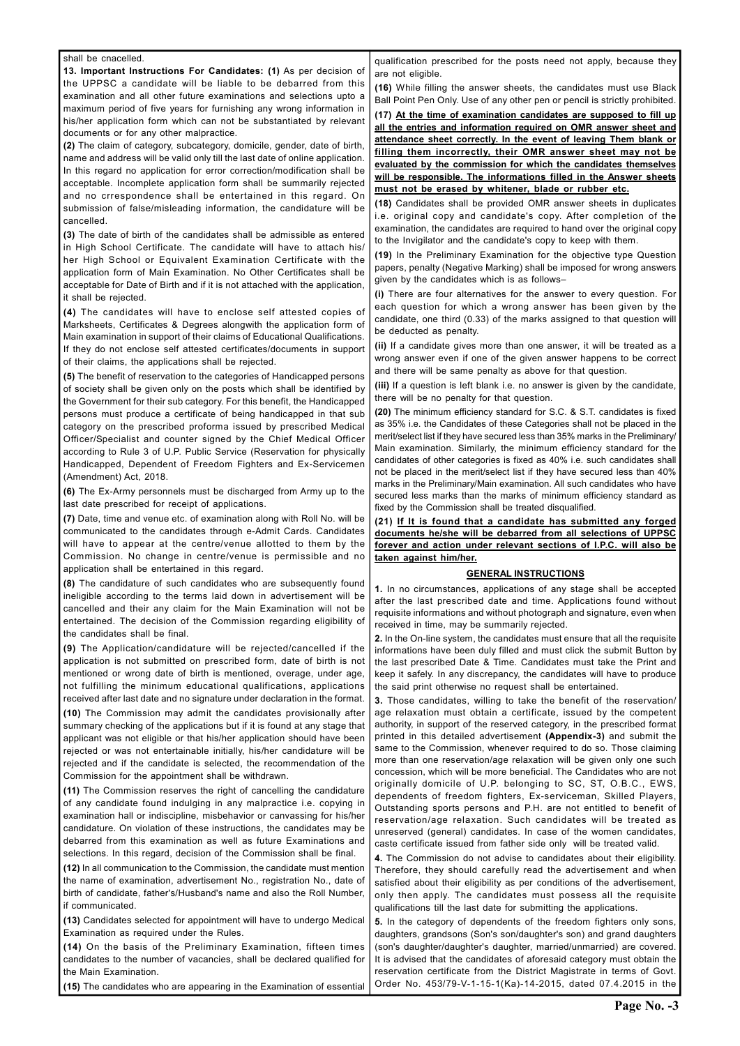shall be cnacelled.

**13. Important Instructions For Candidates: (1)** As per decision of the UPPSC a candidate will be liable to be debarred from this examination and all other future examinations and selections upto a maximum period of five years for furnishing any wrong information in his/her application form which can not be substantiated by relevant documents or for any other malpractice.

**(2)** The claim of category, subcategory, domicile, gender, date of birth, name and address will be valid only till the last date of online application. In this regard no application for error correction/modification shall be acceptable. Incomplete application form shall be summarily rejected and no crrespondence shall be entertained in this regard. On submission of false/misleading information, the candidature will be cancelled.

**(3)** The date of birth of the candidates shall be admissible as entered in High School Certificate. The candidate will have to attach his/ her High School or Equivalent Examination Certificate with the application form of Main Examination. No Other Certificates shall be acceptable for Date of Birth and if it is not attached with the application, it shall be rejected.

**(4)** The candidates will have to enclose self attested copies of Marksheets, Certificates & Degrees alongwith the application form of Main examination in support of their claims of Educational Qualifications. If they do not enclose self attested certificates/documents in support of their claims, the applications shall be rejected.

**(5)** The benefit of reservation to the categories of Handicapped persons of society shall be given only on the posts which shall be identified by the Government for their sub category. For this benefit, the Handicapped persons must produce a certificate of being handicapped in that sub category on the prescribed proforma issued by prescribed Medical Officer/Specialist and counter signed by the Chief Medical Officer according to Rule 3 of U.P. Public Service (Reservation for physically Handicapped, Dependent of Freedom Fighters and Ex-Servicemen (Amendment) Act, 2018.

**(6)** The Ex-Army personnels must be discharged from Army up to the last date prescribed for receipt of applications.

**(7)** Date, time and venue etc. of examination along with Roll No. will be communicated to the candidates through e-Admit Cards. Candidates will have to appear at the centre/venue allotted to them by the Commission. No change in centre/venue is permissible and no application shall be entertained in this regard.

**(8)** The candidature of such candidates who are subsequently found ineligible according to the terms laid down in advertisement will be cancelled and their any claim for the Main Examination will not be entertained. The decision of the Commission regarding eligibility of the candidates shall be final.

**(9)** The Application/candidature will be rejected/cancelled if the application is not submitted on prescribed form, date of birth is not mentioned or wrong date of birth is mentioned, overage, under age, not fulfilling the minimum educational qualifications, applications received after last date and no signature under declaration in the format.

**(10)** The Commission may admit the candidates provisionally after summary checking of the applications but if it is found at any stage that applicant was not eligible or that his/her application should have been rejected or was not entertainable initially, his/her candidature will be rejected and if the candidate is selected, the recommendation of the Commission for the appointment shall be withdrawn.

**(11)** The Commission reserves the right of cancelling the candidature of any candidate found indulging in any malpractice i.e. copying in examination hall or indiscipline, misbehavior or canvassing for his/her candidature. On violation of these instructions, the candidates may be debarred from this examination as well as future Examinations and selections. In this regard, decision of the Commission shall be final.

**(12)** In all communication to the Commission, the candidate must mention the name of examination, advertisement No., registration No., date of birth of candidate, father's/Husband's name and also the Roll Number, if communicated.

**(13)** Candidates selected for appointment will have to undergo Medical Examination as required under the Rules.

**(14)** On the basis of the Preliminary Examination, fifteen times candidates to the number of vacancies, shall be declared qualified for the Main Examination.

**(15)** The candidates who are appearing in the Examination of essential qualification prescribed for the posts need not apply, because they are not eligible.

**(16)** While filling the answer sheets, the candidates must use Black Ball Point Pen Only. Use of any other pen or pencil is strictly prohibited.

**(17)** **At the time of examination candidates are supposed to fill up all the entries and information required on OMR answer sheet and attendance sheet correctly. In the event of leaving Them blank or filling them incorrectly, their OMR answer sheet may not be evaluated by the commission for which the candidates themselves will be responsible. The informations filled in the Answer sheets must not be erased by whitener, blade or rubber etc.**

**(18)** Candidates shall be provided OMR answer sheets in duplicates i.e. original copy and candidate's copy. After completion of the examination, the candidates are required to hand over the original copy to the Invigilator and the candidate's copy to keep with them.

**(19)** In the Preliminary Examination for the objective type Question papers, penalty (Negative Marking) shall be imposed for wrong answers given by the candidates which is as follows–

**(i)** There are four alternatives for the answer to every question. For each question for which a wrong answer has been given by the candidate, one third (0.33) of the marks assigned to that question will be deducted as penalty.

**(ii)** If a candidate gives more than one answer, it will be treated as a wrong answer even if one of the given answer happens to be correct and there will be same penalty as above for that question.

**(iii)** If a question is left blank i.e. no answer is given by the candidate, there will be no penalty for that question.

**(20)** The minimum efficiency standard for S.C. & S.T. candidates is fixed as 35% i.e. the Candidates of these Categories shall not be placed in the merit/select list if they have secured less than 35% marks in the Preliminary/ Main examination. Similarly, the minimum efficiency standard for the candidates of other categories is fixed as 40% i.e. such candidates shall not be placed in the merit/select list if they have secured less than 40% marks in the Preliminary/Main examination. All such candidates who have secured less marks than the marks of minimum efficiency standard as fixed by the Commission shall be treated disqualified.

**(21)** **If It is found that a candidate has submitted any forged documents he/she will be debarred from all selections of UPPSC forever and action under relevant sections of I.P.C. will also be taken against him/her.**

## GENERAL INSTRUCTIONS

**1.** In no circumstances, applications of any stage shall be accepted after the last prescribed date and time. Applications found without requisite informations and without photograph and signature, even when received in time, may be summarily rejected.

**2.** In the On-line system, the candidates must ensure that all the requisite informations have been duly filled and must click the submit Button by the last prescribed Date & Time. Candidates must take the Print and keep it safely. In any discrepancy, the candidates will have to produce the said print otherwise no request shall be entertained.

**3.** Those candidates, willing to take the benefit of the reservation/ age relaxation must obtain a certificate, issued by the competent authority, in support of the reserved category, in the prescribed format printed in this detailed advertisement **(Appendix-3)** and submit the same to the Commission, whenever required to do so. Those claiming more than one reservation/age relaxation will be given only one such concession, which will be more beneficial. The Candidates who are not originally domicile of U.P. belonging to SC, ST, O.B.C., EWS, dependents of freedom fighters, Ex-serviceman, Skilled Players, Outstanding sports persons and P.H. are not entitled to benefit of reservation/age relaxation. Such candidates will be treated as unreserved (general) candidates. In case of the women candidates, caste certificate issued from father side only will be treated valid.

**4.** The Commission do not advise to candidates about their eligibility. Therefore, they should carefully read the advertisement and when satisfied about their eligibility as per conditions of the advertisement, only then apply. The candidates must possess all the requisite qualifications till the last date for submitting the applications.

**5.** In the category of dependents of the freedom fighters only sons, daughters, grandsons (Son's son/daughter's son) and grand daughters (son's daughter/daughter's daughter, married/unmarried) are covered. It is advised that the candidates of aforesaid category must obtain the reservation certificate from the District Magistrate in terms of Govt. Order No. 453/79-V-1-15-1(Ka)-14-2015, dated 07.4.2015 in the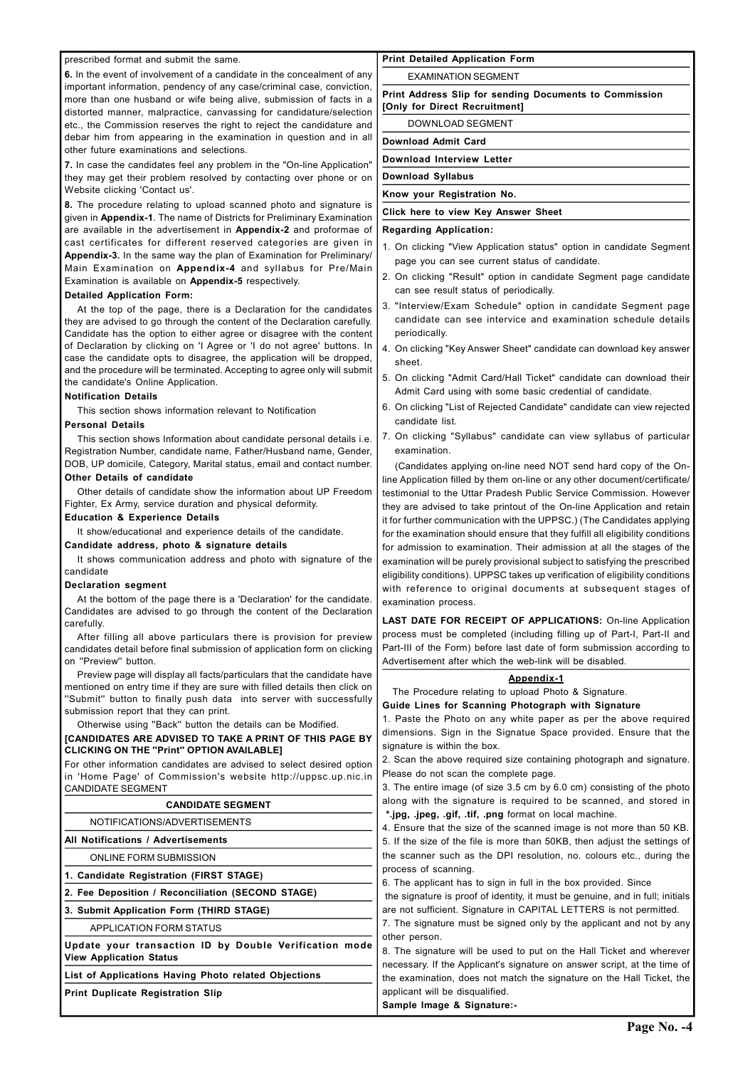prescribed format and submit the same.

**6.** In the event of involvement of a candidate in the concealment of any important information, pendency of any case/criminal case, conviction, more than one husband or wife being alive, submission of facts in a distorted manner, malpractice, canvassing for candidature/selection etc., the Commission reserves the right to reject the candidature and debar him from appearing in the examination in question and in all other future examinations and selections.

**7.** In case the candidates feel any problem in the "On-line Application" they may get their problem resolved by contacting over phone or on Website clicking 'Contact us'.

**8.** The procedure relating to upload scanned photo and signature is given in **Appendix-1**. The name of Districts for Preliminary Examination are available in the advertisement in **Appendix-2** and proformae of cast certificates for different reserved categories are given in **Appendix-3.** In the same way the plan of Examination for Preliminary/ Main Examination on **Appendix-4** and syllabus for Pre/Main Examination is available on **Appendix-5** respectively.

**Detailed Application Form:**

At the top of the page, there is a Declaration for the candidates they are advised to go through the content of the Declaration carefully. Candidate has the option to either agree or disagree with the content of Declaration by clicking on 'I Agree or 'I do not agree' buttons. In case the candidate opts to disagree, the application will be dropped, and the procedure will be terminated. Accepting to agree only will submit the candidate's Online Application.

**Notification Details**

This section shows information relevant to Notification

**Personal Details**

This section shows Information about candidate personal details i.e. Registration Number, candidate name, Father/Husband name, Gender, DOB, UP domicile, Category, Marital status, email and contact number.

**Other Details of candidate**

Other details of candidate show the information about UP Freedom Fighter, Ex Army, service duration and physical deformity.

**Education & Experience Details**

It show/educational and experience details of the candidate.

**Candidate address, photo & signature details**

It shows communication address and photo with signature of the candidate

**Declaration segment**

At the bottom of the page there is a 'Declaration' for the candidate. Candidates are advised to go through the content of the Declaration carefully.

After filling all above particulars there is provision for preview candidates detail before final submission of application form on clicking on "Preview" button.

Preview page will display all facts/particulars that the candidate have mentioned on entry time if they are sure with filled details then click on "Submit" button to finally push data into server with successfully submission report that they can print.

Otherwise using "Back" button the details can be Modified.

**[CANDIDATES ARE ADVISED TO TAKE A PRINT OF THIS PAGE BY CLICKING ON THE "Print" OPTION AVAILABLE]**

For other information candidates are advised to select desired option in 'Home Page' of Commission's website http://uppsc.up.nic.in CANDIDATE SEGMENT

| **CANDIDATE SEGMENT** |
|---|
| NOTIFICATIONS/ADVERTISEMENTS |
| **All Notifications / Advertisements** |
| ONLINE FORM SUBMISSION |
| **1. Candidate Registration (FIRST STAGE)** |
| **2. Fee Deposition / Reconciliation (SECOND STAGE)** |
| **3. Submit Application Form (THIRD STAGE)** |
| APPLICATION FORM STATUS |
| **Update your transaction ID by Double Verification mode View Application Status** |
| **List of Applications Having Photo related Objections** |
| **Print Duplicate Registration Slip** |
| **Print Detailed Application Form** |
| EXAMINATION SEGMENT |
| **Print Address Slip for sending Documents to Commission [Only for Direct Recruitment]** |
| DOWNLOAD SEGMENT |
| **Download Admit Card** |
| **Download Interview Letter** |
| **Download Syllabus** |
| **Know your Registration No.** |
| **Click here to view Key Answer Sheet** |

**Regarding Application:**

1. On clicking "View Application status" option in candidate Segment page you can see current status of candidate.
2. On clicking "Result" option in candidate Segment page candidate can see result status of periodically.
3. "Interview/Exam Schedule" option in candidate Segment page candidate can see intervice and examination schedule details periodically.
4. On clicking "Key Answer Sheet" candidate can download key answer sheet.
5. On clicking "Admit Card/Hall Ticket" candidate can download their Admit Card using with some basic credential of candidate.
6. On clicking "List of Rejected Candidate" candidate can view rejected candidate list.
7. On clicking "Syllabus" candidate can view syllabus of particular examination.

(Candidates applying on-line need NOT send hard copy of the On-line Application filled by them on-line or any other document/certificate/ testimonial to the Uttar Pradesh Public Service Commission. However they are advised to take printout of the On-line Application and retain it for further communication with the UPPSC.) (The Candidates applying for the examination should ensure that they fulfill all eligibility conditions for admission to examination. Their admission at all the stages of the examination will be purely provisional subject to satisfying the prescribed eligibility conditions). UPPSC takes up verification of eligibility conditions with reference to original documents at subsequent stages of examination process.

**LAST DATE FOR RECEIPT OF APPLICATIONS:** On-line Application process must be completed (including filling up of Part-I, Part-II and Part-III of the Form) before last date of form submission according to Advertisement after which the web-link will be disabled.

## Appendix-1

The Procedure relating to upload Photo & Signature.

**Guide Lines for Scanning Photograph with Signature**

1. Paste the Photo on any white paper as per the above required dimensions. Sign in the Signatue Space provided. Ensure that the signature is within the box.
2. Scan the above required size containing photograph and signature. Please do not scan the complete page.
3. The entire image (of size 3.5 cm by 6.0 cm) consisting of the photo along with the signature is required to be scanned, and stored in **\*.jpg, .jpeg, .gif, .tif, .png** format on local machine.
4. Ensure that the size of the scanned image is not more than 50 KB.
5. If the size of the file is more than 50KB, then adjust the settings of the scanner such as the DPI resolution, no. colours etc., during the process of scanning.
6. The applicant has to sign in full in the box provided. Since the signature is proof of identity, it must be genuine, and in full; initials are not sufficient. Signature in CAPITAL LETTERS is not permitted.
7. The signature must be signed only by the applicant and not by any other person.
8. The signature will be used to put on the Hall Ticket and wherever necessary. If the Applicant's signature on answer script, at the time of the examination, does not match the signature on the Hall Ticket, the applicant will be disqualified.

**Sample Image & Signature:-**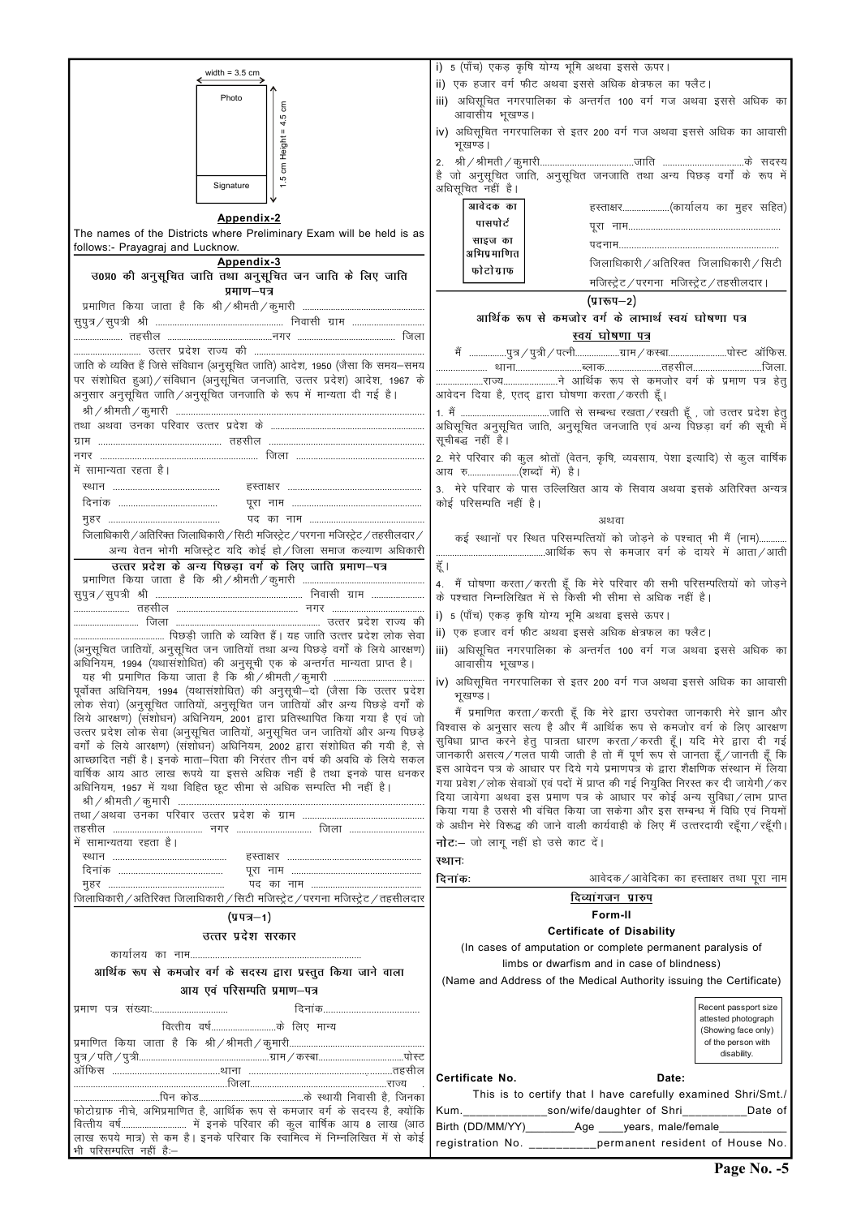width = 3.5 cm

Photo

1.5 cm Height = 4.5 cm

Signature

**Appendix-2**

The names of the Districts where Preliminary Exam will be held is as follows:- Prayagraj and Lucknow.

**Appendix-3**

**उ0प्र0 की अनुसूचित जाति तथा अनुसूचित जन जाति के लिए जाति प्रमाण–पत्र**

प्रमाणित किया जाता है कि श्री/श्रीमती/कुमारी .................................................. सुपुत्र/सुपत्री श्री .................................................. निवासी ग्राम .................................. तहसील .................................... नगर .................................... जिला .................................... उत्तर प्रदेश राज्य की .................................... जाति के व्यक्ति हैं जिसे संविधान (अनुसूचित जाति) आदेश, 1950 (जैसा कि समय–समय पर संशोधित हुआ)/संविधान (अनुसूचित जनजाति, उत्तर प्रदेश) आदेश, 1967 के अनुसार अनुसूचित जाति/अनुसूचित जनजाति के रूप में मान्यता दी गई है।

श्री/श्रीमती/कुमारी .................................................. तथा अथवा उनका परिवार उत्तर प्रदेश के .................................................. ग्राम .................................. तहसील .................................. नगर .................................. जिला .................................. में सामान्यता रहता है।

स्थान .................................... हस्ताक्षर ....................................

दिनांक .................................... पूरा नाम ....................................

मुहर .................................... पद का नाम ....................................

जिलाधिकारी/अतिरिक्त जिलाधिकारी/सिटी मजिस्ट्रेट/परगना मजिस्ट्रेट/तहसीलदार/अन्य वेतन भोगी मजिस्ट्रेट यदि कोई हो/जिला समाज कल्याण अधिकारी

**उत्तर प्रदेश के अन्य पिछड़ा वर्ग के लिए जाति प्रमाण–पत्र**

प्रमाणित किया जाता है कि श्री/श्रीमती/कुमारी .................................................. सुपुत्र/सुपत्री श्री .................................................. निवासी ग्राम .................................. तहसील .................................. नगर .................................. जिला .................................. उत्तर प्रदेश राज्य की .................................. पिछड़ी जाति के व्यक्ति हैं। यह जाति उत्तर प्रदेश लोक सेवा (अनुसूचित जातियों, अनुसूचित जन जातियों तथा अन्य पिछड़े वर्गों के लिये आरक्षण) अधिनियम, 1994 (यथासंशोधित) की अनुसूची एक के अन्तर्गत मान्यता प्राप्त है।

यह भी प्रमाणित किया जाता है कि श्री/श्रीमती/कुमारी .................................. पूर्वोक्त अधिनियम, 1994 (यथासंशोधित) की अनुसूची–दो (जैसा कि उत्तर प्रदेश लोक सेवा) (अनुसूचित जातियों, अनुसूचित जन जातियों और अन्य पिछड़े वर्गों के लिये आरक्षण) (संशोधन) अधिनियम, 2001 द्वारा प्रतिस्थापित किया गया है एवं जो उत्तर प्रदेश लोक सेवा (अनुसूचित जातियों, अनुसूचित जन जातियों और अन्य पिछड़े वर्गों के लिये आरक्षण) (संशोधन) अधिनियम, 2002 द्वारा संशोधित की गयी है, से आच्छादित नहीं है। इनके माता–पिता की निरंतर तीन वर्ष की अवधि के लिये सकल वार्षिक आय आठ लाख रुपये या इससे अधिक नहीं है तथा इनके पास धनकर अधिनियम, 1957 में यथा विहित छूट सीमा से अधिक सम्पत्ति भी नहीं है।

श्री/श्रीमती/कुमारी .................................................. तथा/अथवा उनका परिवार उत्तर प्रदेश के ग्राम .................................. तहसील .................................. नगर .................................. जिला .................................. में सामान्यतया रहता है।

स्थान .................................... हस्ताक्षर ....................................

दिनांक .................................... पूरा नाम ....................................

मुहर .................................... पद का नाम ....................................

जिलाधिकारी/अतिरिक्त जिलाधिकारी/सिटी मजिस्ट्रेट/परगना मजिस्ट्रेट/तहसीलदार

**(प्रपत्र–1)**

**उत्तर प्रदेश सरकार**

कार्यालय का नाम..................................................

**आर्थिक रूप से कमजोर वर्ग के सदस्य द्वारा प्रस्तुत किया जाने वाला आय एवं परिसम्पत्ति प्रमाण–पत्र**

प्रमाण पत्र संख्याः.............................. दिनांक......................................

वित्तीय वर्ष..........................के लिए मान्य

प्रमाणित किया जाता है कि श्री/श्रीमती/कुमारी.................................................. पुत्र/पति/पुत्री..................................................ग्राम/कस्बा..................................पोस्ट ऑफिस ..................................थाना ..................................................तहसील ..................................जिला..................................................राज्य . ..................................पिन कोड..........................................के स्थायी निवासी है, जिनका फोटोग्राफ नीचे, अभिप्रमाणित है, आर्थिक रूप से कमजोर वर्ग के सदस्य है, क्योंकि वित्तीय वर्ष.......................... में इनके परिवार की कुल वार्षिक आय 8 लाख (आठ लाख रूपये मात्र) से कम है। इनके परिवार कि स्वामित्व में निम्नलिखित में से कोई भी परिसम्पत्ति नहीं हैः–

i) 5 (पाँच) एकड़ कृषि योग्य भूमि अथवा इससे ऊपर।

ii) एक हजार वर्ग फीट अथवा इससे अधिक क्षेत्रफल का फ्लैट।

iii) अधिसूचित नगरपालिका के अन्तर्गत 100 वर्ग गज अथवा इससे अधिक का आवासीय भूखण्ड।

iv) अधिसूचित नगरपालिका से इतर 200 वर्ग गज अथवा इससे अधिक का आवासी भूखण्ड।

2. श्री/श्रीमती/कुमारी..................................जाति ..................................के सदस्य है जो अनुसूचित जाति, अनुसूचित जनजाति तथा अन्य पिछड़ वर्गों के रूप में अधिसूचित नहीं है।

आवेदक का पासपोर्ट साइज का अभिप्रमाणित फोटोग्राफ

हस्ताक्षर..................(कार्यालय का मुहर सहित)

पूरा नाम..................................................

पदनाम..................................................

जिलाधिकारी/अतिरिक्त जिलाधिकारी/सिटी मजिस्ट्रेट/परगना मजिस्ट्रेट/तहसीलदार।

**(प्रारूप–2)**

**आर्थिक रूप से कमजोर वर्ग के लाभार्थ स्वयं घोषणा पत्र**

**स्वयं घोषणा पत्र**

मैं ..............पुत्र/पुत्री/पत्नी..................ग्राम/कस्बा........................पोस्ट ऑफिस. .................... थाना..........................ब्लाक......................तहसील..........................जिला. ..................राज्य......................ने आर्थिक रूप से कमजोर वर्ग के प्रमाण पत्र हेतु आवेदन दिया है, एतद् द्वारा घोषणा करता/करती हूँ।

1. मैं ..................................जाति से सम्बन्ध रखता/रखती हूँ , जो उत्तर प्रदेश हेतु अधिसूचित अनुसूचित जाति, अनुसूचित जनजाति एवं अन्य पिछड़ा वर्ग की सूची में सूचीबद्ध नहीं है।

2. मेरे परिवार की कुल श्रोतों (वेतन, कृषि, व्यवसाय, पेशा इत्यादि) से कुल वार्षिक आय रु.....................(शब्दों में) है।

3. मेरे परिवार के पास उल्लिखित आय के सिवाय अथवा इसके अतिरिक्त अन्यत्र कोई परिसम्पत्ति नहीं है।

अथवा

कई स्थानों पर स्थित परिसम्पत्तियों को जोड़ने के पश्चात् भी मैं (नाम)........... ..................................आर्थिक रूप से कमजार वर्ग के दायरे में आता/आती हूँ।

4. मैं घोषणा करता/करती हूँ कि मेरे परिवार की सभी परिसम्पत्तियों को जोड़ने के पश्चात निम्नलिखित में से किसी भी सीमा से अधिक नहीं है।

i) 5 (पाँच) एकड़ कृषि योग्य भूमि अथवा इससे ऊपर।

ii) एक हजार वर्ग फीट अथवा इससे अधिक क्षेत्रफल का फ्लैट।

iii) अधिसूचित नगरपालिका के अन्तर्गत 100 वर्ग गज अथवा इससे अधिक का आवासीय भूखण्ड।

iv) अधिसूचित नगरपालिका से इतर 200 वर्ग गज अथवा इससे अधिक का आवासी भूखण्ड।

मैं प्रमाणित करता/करती हूँ कि मेरे द्वारा उपरोक्त जानकारी मेरे ज्ञान और विश्वास के अनुसार सत्य है और मैं आर्थिक रूप से कमजोर वर्ग के लिए आरक्षण सुविधा प्राप्त करने हेतु पात्रता धारण करता/करती हूँ। यदि मेरे द्वारा दी गई जानकारी असत्य/गलत पायी जाती है तो मैं पूर्ण रूप से जानता हूँ/जानती हूँ कि इस आवेदन पत्र के आधार पर दिये गये प्रमाणपत्र के द्वारा शैक्षणिक संस्थान में लिया गया प्रवेश/लोक सेवाओं एवं पदों में प्राप्त की गई नियुक्ति निरस्त कर दी जायेगी/कर दिया जायेगा अथवा इस प्रमाण पत्र के आधार पर कोई अन्य सुविधा/लाभ प्राप्त किया गया है उससे भी वंचित किया जा सकेगा और इस सम्बन्ध में विधि एवं नियमों के अधीन मेरे विरूद्ध की जाने वाली कार्यवाही के लिए मैं उत्तरदायी रहूँगा/रहूँगी।

**नोटः**– जो लागू नहीं हो उसे काट दें।

**स्थानः**

**दिनांकः** आवेदक/आवेदिका का हस्ताक्षर तथा पूरा नाम

**दिव्यांगजन प्रारुप**

**Form-II**

**Certificate of Disability**

(In cases of amputation or complete permanent paralysis of limbs or dwarfism and in case of blindness)

(Name and Address of the Medical Authority issuing the Certificate)

Recent passport size attested photograph (Showing face only) of the person with disability.

**Certificate No.** **Date:**

This is to certify that I have carefully examined Shri/Smt./Kum.______________son/wife/daughter of Shri___________Date of Birth (DD/MM/YY)_________Age ____years, male/female___________ registration No. ___________permanent resident of House No.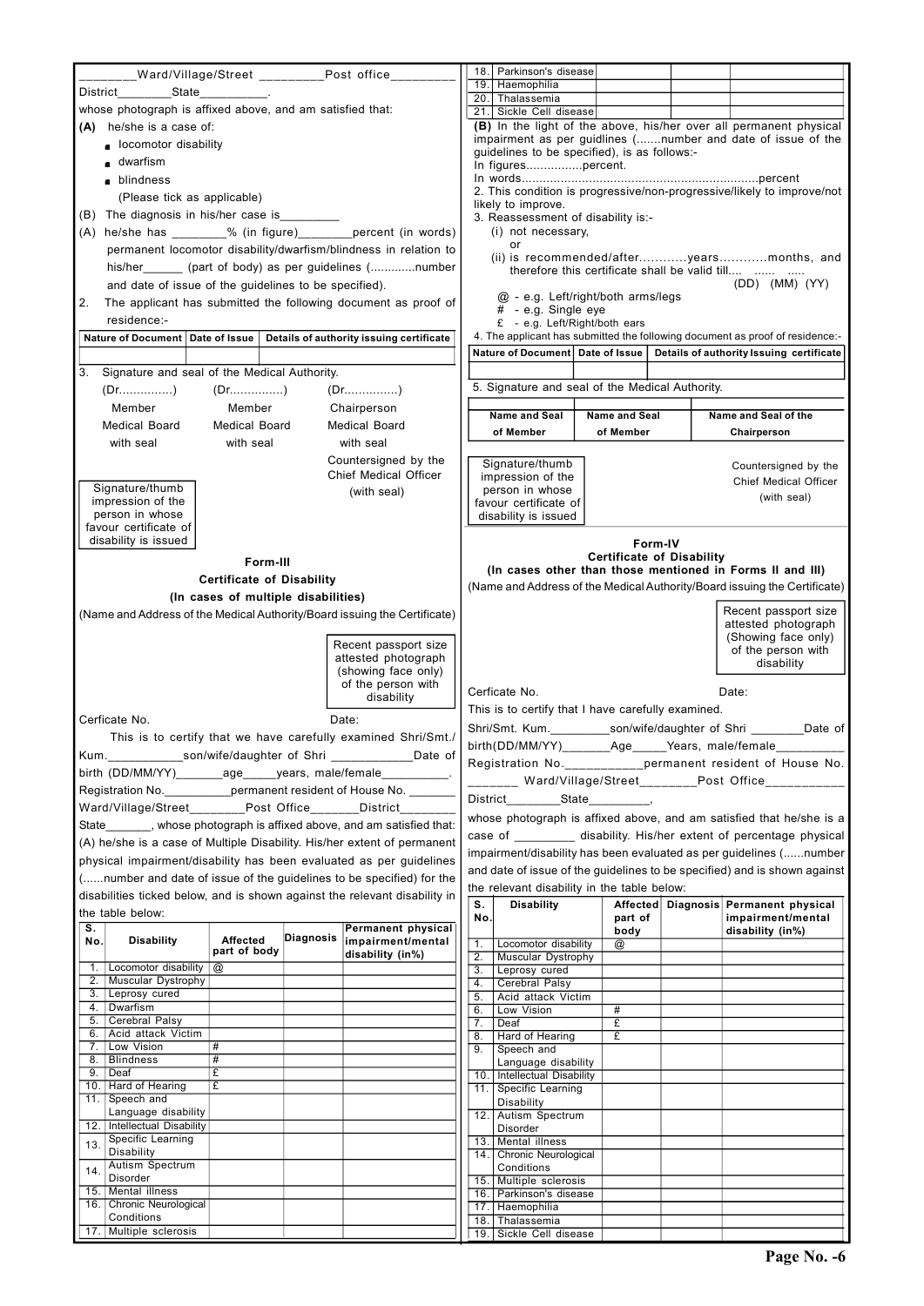\_\_\_\_\_\_\_\_Ward/Village/Street \_\_\_\_\_\_\_\_\_Post office\_\_\_\_\_\_\_\_\_
District\_\_\_\_\_\_\_\_State\_\_\_\_\_\_\_\_\_\_.
whose photograph is affixed above, and am satisfied that:

**(A)** he/she is a case of:

- locomotor disability
- dwarfism
- blindness

(Please tick as applicable)

(B) The diagnosis in his/her case is\_\_\_\_\_\_\_\_\_

(A) he/she has \_\_\_\_\_\_\_\_% (in figure)\_\_\_\_\_\_\_\_percent (in words) permanent locomotor disability/dwarfism/blindness in relation to his/her\_\_\_\_\_\_ (part of body) as per guidelines (.............number and date of issue of the guidelines to be specified).

2. The applicant has submitted the following document as proof of residence:-

| Nature of Document | Date of Issue | Details of authority issuing certificate |
|---|---|---|
| | | |

3. Signature and seal of the Medical Authority.

| (Dr...............) | (Dr...............) | (Dr...............) |
|---|---|---|
| Member Medical Board with seal | Member Medical Board with seal | Chairperson Medical Board with seal |

Countersigned by the Chief Medical Officer (with seal)

Signature/thumb impression of the person in whose favour certificate of disability is issued

## Form-III

### Certificate of Disability

### (In cases of multiple disabilities)

(Name and Address of the Medical Authority/Board issuing the Certificate)

Recent passport size attested photograph (showing face only) of the person with disability

Cerficate No. Date:

This is to certify that we have carefully examined Shri/Smt./Kum.\_\_\_\_\_\_\_\_\_\_\_son/wife/daughter of Shri \_\_\_\_\_\_\_\_\_\_\_\_Date of birth (DD/MM/YY)\_\_\_\_\_\_\_age\_\_\_\_\_years, male/female\_\_\_\_\_\_\_\_\_\_. Registration No.\_\_\_\_\_\_\_\_\_\_permanent resident of House No. \_\_\_\_\_\_\_ Ward/Village/Street\_\_\_\_\_\_\_\_Post Office\_\_\_\_\_\_\_District\_\_\_\_\_\_\_\_ State\_\_\_\_\_\_\_, whose photograph is affixed above, and am satisfied that:

(A) he/she is a case of Multiple Disability. His/her extent of permanent physical impairment/disability has been evaluated as per guidelines (......number and date of issue of the guidelines to be specified) for the disabilities ticked below, and is shown against the relevant disability in the table below:

| S. No. | Disability | Affected part of body | Diagnosis | Permanent physical impairment/mental disability (in%) |
|---|---|---|---|---|
| 1. | Locomotor disability | @ | | |
| 2. | Muscular Dystrophy | | | |
| 3. | Leprosy cured | | | |
| 4. | Dwarfism | | | |
| 5. | Cerebral Palsy | | | |
| 6. | Acid attack Victim | | | |
| 7. | Low Vision | # | | |
| 8. | Blindness | # | | |
| 9. | Deaf | £ | | |
| 10. | Hard of Hearing | £ | | |
| 11. | Speech and Language disability | | | |
| 12. | Intellectual Disability | | | |
| 13. | Specific Learning Disability | | | |
| 14. | Autism Spectrum Disorder | | | |
| 15. | Mental illness | | | |
| 16. | Chronic Neurological Conditions | | | |
| 17. | Multiple sclerosis | | | |
| 18. | Parkinson's disease | | | |
| 19. | Haemophilia | | | |
| 20. | Thalassemia | | | |
| 21. | Sickle Cell disease | | | |

**(B)** In the light of the above, his/her over all permanent physical impairment as per guidlines (.......number and date of issue of the guidelines to be specified), is as follows:-
In figures................percent.
In words...................................................................percent

2. This condition is progressive/non-progressive/likely to improve/not likely to improve.

3. Reassessment of disability is:-
(i) not necessary,
or
(ii) is recommended/after............years............months, and therefore this certificate shall be valid till.... ...... .....
(DD) (MM) (YY)

@ - e.g. Left/right/both arms/legs
# - e.g. Single eye
£ - e.g. Left/Right/both ears

4. The applicant has submitted the following document as proof of residence:-

| Nature of Document | Date of Issue | Details of authority Issuing certificate |
|---|---|---|
| | | |

5. Signature and seal of the Medical Authority.

| Name and Seal of Member | Name and Seal of Member | Name and Seal of the Chairperson |
|---|---|---|
| | | |

Signature/thumb impression of the person in whose favour certificate of disability is issued

Countersigned by the Chief Medical Officer (with seal)

## Form-IV

### Certificate of Disability

### (In cases other than those mentioned in Forms II and III)

(Name and Address of the Medical Authority/Board issuing the Certificate)

Recent passport size attested photograph (Showing face only) of the person with disability

Cerficate No. Date:

This is to certify that I have carefully examined.

Shri/Smt. Kum.\_\_\_\_\_\_\_\_\_son/wife/daughter of Shri \_\_\_\_\_\_\_\_Date of birth(DD/MM/YY)\_\_\_\_\_\_\_Age\_\_\_\_\_Years, male/female\_\_\_\_\_\_\_\_\_\_ Registration No.\_\_\_\_\_\_\_\_\_\_\_permanent resident of House No. \_\_\_\_\_\_\_ Ward/Village/Street\_\_\_\_\_\_\_\_Post Office\_\_\_\_\_\_\_\_\_\_\_ District\_\_\_\_\_\_\_\_State\_\_\_\_\_\_\_\_\_,

whose photograph is affixed above, and am satisfied that he/she is a case of \_\_\_\_\_\_\_\_\_ disability. His/her extent of percentage physical impairment/disability has been evaluated as per guidelines (......number and date of issue of the guidelines to be specified) and is shown against the relevant disability in the table below:

| S. No. | Disability | Affected part of body | Diagnosis | Permanent physical impairment/mental disability (in%) |
|---|---|---|---|---|
| 1. | Locomotor disability | @ | | |
| 2. | Muscular Dystrophy | | | |
| 3. | Leprosy cured | | | |
| 4. | Cerebral Palsy | | | |
| 5. | Acid attack Victim | | | |
| 6. | Low Vision | # | | |
| 7. | Deaf | £ | | |
| 8. | Hard of Hearing | £ | | |
| 9. | Speech and Language disability | | | |
| 10. | Intellectual Disability | | | |
| 11. | Specific Learning Disability | | | |
| 12. | Autism Spectrum Disorder | | | |
| 13. | Mental illness | | | |
| 14. | Chronic Neurological Conditions | | | |
| 15. | Multiple sclerosis | | | |
| 16. | Parkinson's disease | | | |
| 17. | Haemophilia | | | |
| 18. | Thalassemia | | | |
| 19. | Sickle Cell disease | | | |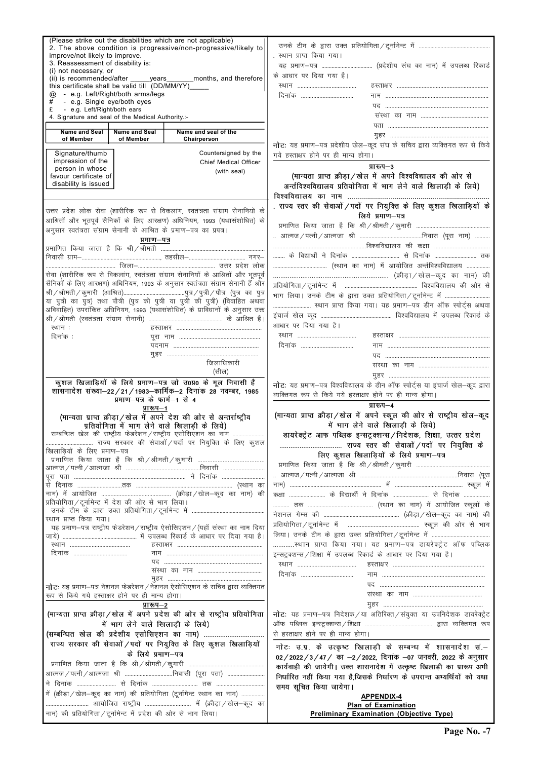(Please strike out the disabilities which are not applicable)

2. The above condition is progressive/non-progressive/likely to improve/not likely to improve.

3. Reassessment of disability is:

(i) not necessary, or

(ii) is recommended/after _____years_______months, and therefore this certificate shall be valid till (DD/MM/YY)_____

@ - e.g. Left/Right/both arms/legs

# - e.g. Single eye/both eyes

£ - e.g. Left/Right/both ears

4. Signature and seal of the Medical Authority.:-

| Name and Seal of Member | Name and Seal of Member | Name and seal of the Chairperson |
|---|---|---|
| | | |

| Signature/thumb impression of the person in whose favour certificate of disability is issued | Countersigned by the Chief Medical Officer (with seal) |
|---|---|

उत्तर प्रदेश लोक सेवा (शारीरिक रूप से विकलांग, स्वतंत्रता संग्राम सेनानियों के आश्रितों और भूतपूर्व सैनिकों के लिए आरक्षण) अधिनियम, 1993 (यथासंशोधित) के अनुसार स्वतंत्रता संग्राम सेनानी के आश्रित के प्रमाण–पत्र का प्रपत्र।

**प्रमाण–पत्र**

प्रमाणित किया जाता है कि श्री/श्रीमती .............................................................. निवासी ग्राम–.................................................., तहसील–.............................. नगर–.................................... जिला–.................................... उत्तर प्रदेश लोक सेवा (शारीरिक रूप से विकलांग, स्वतंत्रता संग्राम सेनानियों के आश्रितों और भूतपूर्व सैनिकों के लिए आरक्षण) अधिनियम, 1993 के अनुसार स्वतंत्रता संग्राम सेनानी हैं और श्री/श्रीमती/कुमारी (आश्रित)..........................................पुत्र/पुत्री/पौत्र (पुत्र का पुत्र या पुत्री का पुत्र) तथा पौत्री (पुत्र की पुत्री या पुत्री की पुत्री) (विवाहित अथवा अविवाहित) उपरांकित अधिनियम, 1993 (यथासंशोधित) के प्राविधानों के अनुसार उक्त श्री/श्रीमती (स्वतंत्रता संग्राम सेनानी) .................................................. के आश्रित हैं।

स्थान : हस्ताक्षर ..............................

दिनांक : पूरा नाम ..............................

पदनाम ..............................

मुहर ..............................

जिलाधिकारी

(सील)

**कुशल खिलाड़ियों के लिये प्रमाण–पत्र जो उ०प्र० के मूल निवासी हैं शासनादेश संख्या–22/21/1983–कार्मिक–2 दिनांक 28 नवम्बर, 1985 प्रमाण–पत्र के फार्म–1 से 4**

**प्रारूप–1**

**(मान्यता प्राप्त क्रीड़ा/खेल में अपने देश की ओर से अन्तर्राष्ट्रीय प्रतियोगिता में भाग लेने वाले खिलाड़ी के लिये)**

सम्बन्धित खेल की राष्ट्रीय फेडरेशन/राष्ट्रीय एसोसिएशन का नाम .................... ............................... राज्य सरकार की सेवाओं/पदों पर नियुक्ति के लिए कुशल खिलाड़ियों के लिए प्रमाण–पत्र

प्रमाणित किया जाता है कि श्री/श्रीमती/कुमारी .......................................... आत्मज/पत्नी/आत्मजा श्री ..........................................निवासी .................... पूरा पता .................................................................... ने दिनांक .................. से दिनांक ........................तक ........................................................ (स्थान का नाम) में आयोजित ........................................ (क्रीड़ा/खेल–कूद का नाम) की प्रतियोगिता/टूर्नामेन्ट में देश की ओर से भाग लिया। उनके टीम के द्वारा उक्त प्रतियोगिता/टूर्नामेन्ट में .......................................... स्थान प्राप्त किया गया।

यह प्रमाण–पत्र राष्ट्रीय फेडरेशन/राष्ट्रीय ऐसोसिएशन/(यहाँ संस्था का नाम दिया जाये) ........................................ में उपलब्ध रिकार्ड के आधार पर दिया गया है।

स्थान .............................. हस्ताक्षर ..............................

दिनांक .............................. नाम ..............................

पद ..............................

संस्था का नाम ..............................

मुहर ..............................

**नोटः** यह प्रमाण–पत्र नेशनल फेडरेशन/नेशनल ऐसोसिएशन के सचिव द्वारा व्यक्तिगत रूप से किये गये हस्ताक्षर होने पर ही मान्य होगा।

**प्रारूप–2**

**(मान्यता प्राप्त क्रीड़ा/खेल में अपने प्रदेश की ओर से राष्ट्रीय प्रतियोगिता में भाग लेने वाले खिलाड़ी के लिये)**

**(सम्बन्धित खेल की प्रदेशीय एसोसिएशन का नाम) ................................**

**राज्य सरकार की सेवाओं/पदों पर नियुक्ति के लिए कुशल खिलाड़ियों के लिये प्रमाण–पत्र**

प्रमाणित किया जाता है कि श्री/श्रीमती/कुमारी .......................................... आत्मज/पत्नी/आत्मजा श्री ..............................निवासी (पूरा पता) ...................... ने दिनांक .......................... से दिनांक .......................... तक ...................... में (क्रीड़ा/खेल–कूद का नाम) की प्रतियोगिता (टूर्नामेन्ट स्थान का नाम) .............. .......................... आयोजित राष्ट्रीय .......................... में (क्रीड़ा/खेल–कूद का नाम) की प्रतियोगिता/टूर्नामेन्ट में प्रदेश की ओर से भाग लिया। उनके टीम के द्वारा उक्त प्रतियोगिता/टूर्नामेन्ट में .......................................... स्थान प्राप्त किया गया।

यह प्रमाण–पत्र .............................. (प्रदेशीय संघ का नाम) में उपलब्ध रिकार्ड के आधार पर दिया गया है।

स्थान .............................. हस्ताक्षर ..............................

दिनांक .............................. नाम ..............................

पद ..............................

संस्था का नाम ..............................

पता ..............................

मुहर ..............................

**नोटः** यह प्रमाण–पत्र प्रदेशीय खेल–कूद संघ के सचिव द्वारा व्यक्तिगत रूप से किये गये हस्ताक्षर होने पर ही मान्य होगा।

**प्रारूप–3**

**(मान्यता प्राप्त क्रीड़ा/खेल में अपने विश्वविद्यालय की ओर से अन्तर्विश्वविद्यालय प्रतियोगिता में भाग लेने वाले खिलाड़ी के लिये)**

**विश्वविद्यालय का नाम ..........................................................................**

**राज्य स्तर की सेवाओं/पदों पर नियुक्ति के लिए कुशल खिलाड़ियों के लिये प्रमाण–पत्र**

प्रमाणित किया जाता है कि श्री/श्रीमती/कुमारी .......................................... आत्मज/पत्नी/आत्मजा श्री ..........................................निवास (पूरा नाम) .......... ..........................................................विश्वविद्यालय की कक्षा .......................... के विद्यार्थी ने दिनांक .......................... से दिनांक .......................... तक .......................... (स्थान का नाम) में आयोजित अन्तर्विश्वविद्यालय ................ .......................................................... (क्रीड़ा/खेल–कूद का नाम) की प्रतियोगिता/टूर्नामेन्ट में .......................................... विश्वविद्यालय की ओर से भाग लिया। उनके टीम के द्वारा उक्त प्रतियोगिता/टूर्नामेन्ट में .............................. .............................. स्थान प्राप्त किया गया। यह प्रमाण–पत्र डीन ऑफ स्पोर्ट्स अथवा इंचार्ज खेल कूद .......................................... विश्वविद्यालय में उपलब्ध रिकार्ड के आधार पर दिया गया है।

स्थान .............................. हस्ताक्षर ..............................

दिनांक .............................. नाम ..............................

पद ..............................

संस्था का नाम ..............................

मुहर ..............................

**नोटः** यह प्रमाण–पत्र विश्वविद्यालय के डीन ऑफ स्पोर्ट्स या इंचार्ज खेल–कूद द्वारा व्यक्तिगत रूप से किये गये हस्ताक्षर होने पर ही मान्य होगा।

**प्रारूप–4**

**(मान्यता प्राप्त क्रीड़ा/खेल में अपने स्कूल की ओर से राष्ट्रीय खेल–कूद में भाग लेने वाले खिलाड़ी के लिये)**

**डायरेक्ट्रेट आफ पब्लिक इन्सट्रक्शन्स/निदेशक, शिक्षा, उत्तर प्रदेश .............................. राज्य स्तर की सेवाओं/पदों पर नियुक्ति के लिए कुशल खिलाड़ियों के लिये प्रमाण–पत्र**

प्रमाणित किया जाता है कि श्री/श्रीमती/कुमारी .......................................... आत्मज/पत्नी/आत्मजा श्री ..........................................निवास (पूरा नाम) .......................................................... में .......................... स्कूल में कक्षा .......................... के विद्यार्थी ने दिनांक .......................... से दिनांक .......................... तक .......................... (स्थान का नाम) में आयोजित स्कूलों के नेशनल गेम्स की .......................... (क्रीड़ा/खेल–कूद का नाम) की प्रतियोगिता/टूर्नामेन्ट में .......................... स्कूल की ओर से भाग लिया। उनके टीम के द्वारा उक्त प्रतियोगिता/टूर्नामेन्ट में .............................. ..........स्थान प्राप्त किया गया। यह प्रमाण–पत्र डायरेक्ट्रेट ऑफ पब्लिक इन्सट्रक्शन्स/शिक्षा में उपलब्ध रिकार्ड के आधार पर दिया गया है।

स्थान .............................. हस्ताक्षर ..............................

दिनांक .............................. नाम ..............................

पद ..............................

संस्था का नाम ..............................

मुहर ..............................

**नोटः** यह प्रमाण–पत्र निदेशक/या अतिरिक्त/संयुक्त या उपनिदेशक डायरेक्ट्रेट ऑफ पब्लिक इन्स्ट्रक्शन्स/शिक्षा .............................. द्वारा व्यक्तिगत रूप से हस्ताक्षर होने पर ही मान्य होगा।

**नोटः उ.प्र. के उत्कृष्ट खिलाड़ी के सम्बन्ध में शासनादेश सं.–02/2022/3/47/ का –2/2022, दिनांक –07 जनवरी, 2022 के अनुसार कार्यवाही की जायेगी। उक्त शासनादेश में उत्कृष्ट खिलाड़ी का प्रारूप अभी निर्धारित नहीं किया गया है,जिसके निर्धारण के उपरान्त अभ्यर्थियों को यथा समय सूचित किया जायेगा।**

**APPENDIX-4**

**Plan of Examination**

**Preliminary Examination (Objective Type)**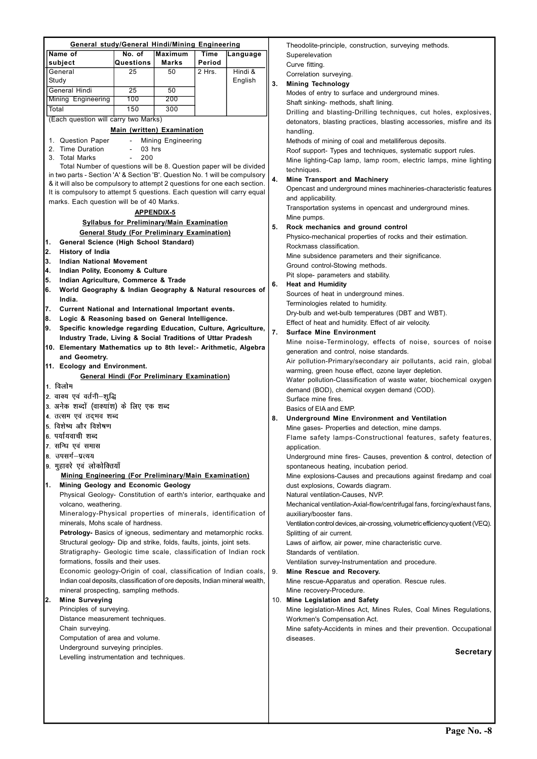### General study/General Hindi/Mining Engineering

| Name of subject | No. of Questions | Maximum Marks | Time Period | Language |
|---|---|---|---|---|
| General Study | 25 | 50 | 2 Hrs. | Hindi & English |
| General Hindi | 25 | 50 | | |
| Mining Engineering | 100 | 200 | | |
| Total | 150 | 300 | | |

(Each question will carry two Marks)

### Main (written) Examination

1. Question Paper - Mining Engineering
2. Time Duration - 03 hrs
3. Total Marks - 200

Total Number of questions will be 8. Question paper will be divided in two parts - Section 'A' & Section 'B'. Question No. 1 will be compulsory & it will also be compulsory to attempt 2 questions for one each section. It is compulsory to attempt 5 questions. Each question will carry equal marks. Each question will be of 40 Marks.

## APPENDIX-5

### Syllabus for Preliminary/Main Examination

### General Study (For Preliminary Examination)

1. **General Science (High School Standard)**
2. **History of India**
3. **Indian National Movement**
4. **Indian Polity, Economy & Culture**
5. **Indian Agriculture, Commerce & Trade**
6. **World Geography & Indian Geography & Natural resources of India.**
7. **Current National and International Important events.**
8. **Logic & Reasoning based on General Intelligence.**
9. **Specific knowledge regarding Education, Culture, Agriculture, Industry Trade, Living & Social Traditions of Uttar Pradesh**
10. **Elementary Mathematics up to 8th level:- Arithmetic, Algebra and Geometry.**
11. **Ecology and Environment.**

### General Hindi (For Preliminary Examination)

1. विलोम
2. वाक्य एवं वर्तनी–शुद्धि
3. अनेक शब्दों (वाक्यांश) के लिए एक शब्द
4. तत्सम एवं तद्भव शब्द
5. विशेष्य और विशेषण
6. पर्यायवाची शब्द
7. सन्धि एवं समास
8. उपसर्ग–प्रत्यय
9. मुहावरे एवं लोकोक्तियाँ

### Mining Engineering (For Preliminary/Main Examination)

1. **Mining Geology and Economic Geology**

   Physical Geology- Constitution of earth's interior, earthquake and volcano, weathering.

   Mineralogy-Physical properties of minerals, identification of minerals, Mohs scale of hardness.

   **Petrology-** Basics of igneous, sedimentary and metamorphic rocks.

   Structural geology- Dip and strike, folds, faults, joints, joint sets.

   Stratigraphy- Geologic time scale, classification of Indian rock formations, fossils and their uses.

   Economic geology-Origin of coal, classification of Indian coals, Indian coal deposits, classification of ore deposits, Indian mineral wealth, mineral prospecting, sampling methods.

2. **Mine Surveying**

   Principles of surveying.

   Distance measurement techniques.

   Chain surveying.

   Computation of area and volume.

   Underground surveying principles.

   Levelling instrumentation and techniques.

   Theodolite-principle, construction, surveying methods.

   Superelevation

   Curve fitting.

   Correlation surveying.

3. **Mining Technology**

   Modes of entry to surface and underground mines.

   Shaft sinking- methods, shaft lining.

   Drilling and blasting-Drilling techniques, cut holes, explosives, detonators, blasting practices, blasting accessories, misfire and its handling.

   Methods of mining of coal and metalliferous deposits.

   Roof support- Types and techniques, systematic support rules.

   Mine lighting-Cap lamp, lamp room, electric lamps, mine lighting techniques.

4. **Mine Transport and Machinery**

   Opencast and underground mines machineries-characteristic features and applicability.

   Transportation systems in opencast and underground mines.

   Mine pumps.

5. **Rock mechanics and ground control**

   Physico-mechanical properties of rocks and their estimation.

   Rockmass classification.

   Mine subsidence parameters and their significance.

   Ground control-Stowing methods.

   Pit slope- parameters and stability.

6. **Heat and Humidity**

   Sources of heat in underground mines.

   Terminologies related to humidity.

   Dry-bulb and wet-bulb temperatures (DBT and WBT).

   Effect of heat and humidity. Effect of air velocity.

7. **Surface Mine Environment**

   Mine noise-Terminology, effects of noise, sources of noise generation and control, noise standards.

   Air pollution-Primary/secondary air pollutants, acid rain, global warming, green house effect, ozone layer depletion.

   Water pollution-Classification of waste water, biochemical oxygen demand (BOD), chemical oxygen demand (COD).

   Surface mine fires.

   Basics of EIA and EMP.

8. **Underground Mine Environment and Ventilation**

   Mine gases- Properties and detection, mine damps.

   Flame safety lamps-Constructional features, safety features, application.

   Underground mine fires- Causes, prevention & control, detection of spontaneous heating, incubation period.

   Mine explosions-Causes and precautions against firedamp and coal dust explosions, Cowards diagram.

   Natural ventilation-Causes, NVP.

   Mechanical ventilation-Axial-flow/centrifugal fans, forcing/exhaust fans, auxiliary/booster fans.

   Ventilation control devices, air-crossing, volumetric efficiency quotient (VEQ).

   Splitting of air current.

   Laws of airflow, air power, mine characteristic curve.

   Standards of ventilation.

   Ventilation survey-Instrumentation and procedure.

9. **Mine Rescue and Recovery.**

   Mine rescue-Apparatus and operation. Rescue rules.

   Mine recovery-Procedure.

10. **Mine Legislation and Safety**

    Mine legislation-Mines Act, Mines Rules, Coal Mines Regulations, Workmen's Compensation Act.

    Mine safety-Accidents in mines and their prevention. Occupational diseases.

**Secretary**